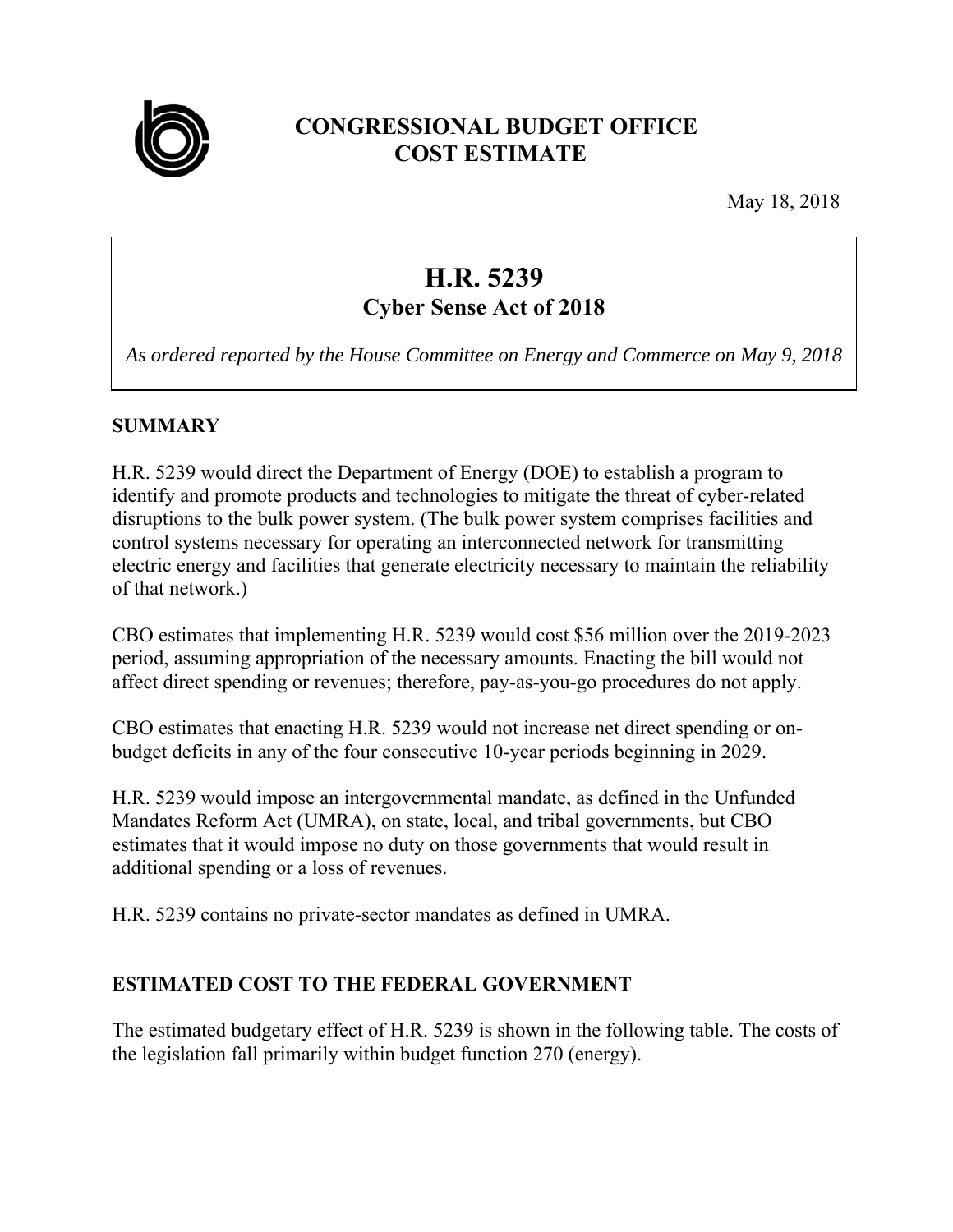# CONGRESSIONAL BUDGET OFFICE
# COST ESTIMATE

May 18, 2018

## H.R. 5239
### Cyber Sense Act of 2018

*As ordered reported by the House Committee on Energy and Commerce on May 9, 2018*

## SUMMARY

H.R. 5239 would direct the Department of Energy (DOE) to establish a program to identify and promote products and technologies to mitigate the threat of cyber-related disruptions to the bulk power system. (The bulk power system comprises facilities and control systems necessary for operating an interconnected network for transmitting electric energy and facilities that generate electricity necessary to maintain the reliability of that network.)

CBO estimates that implementing H.R. 5239 would cost $56 million over the 2019-2023 period, assuming appropriation of the necessary amounts. Enacting the bill would not affect direct spending or revenues; therefore, pay-as-you-go procedures do not apply.

CBO estimates that enacting H.R. 5239 would not increase net direct spending or on-budget deficits in any of the four consecutive 10-year periods beginning in 2029.

H.R. 5239 would impose an intergovernmental mandate, as defined in the Unfunded Mandates Reform Act (UMRA), on state, local, and tribal governments, but CBO estimates that it would impose no duty on those governments that would result in additional spending or a loss of revenues.

H.R. 5239 contains no private-sector mandates as defined in UMRA.

## ESTIMATED COST TO THE FEDERAL GOVERNMENT

The estimated budgetary effect of H.R. 5239 is shown in the following table. The costs of the legislation fall primarily within budget function 270 (energy).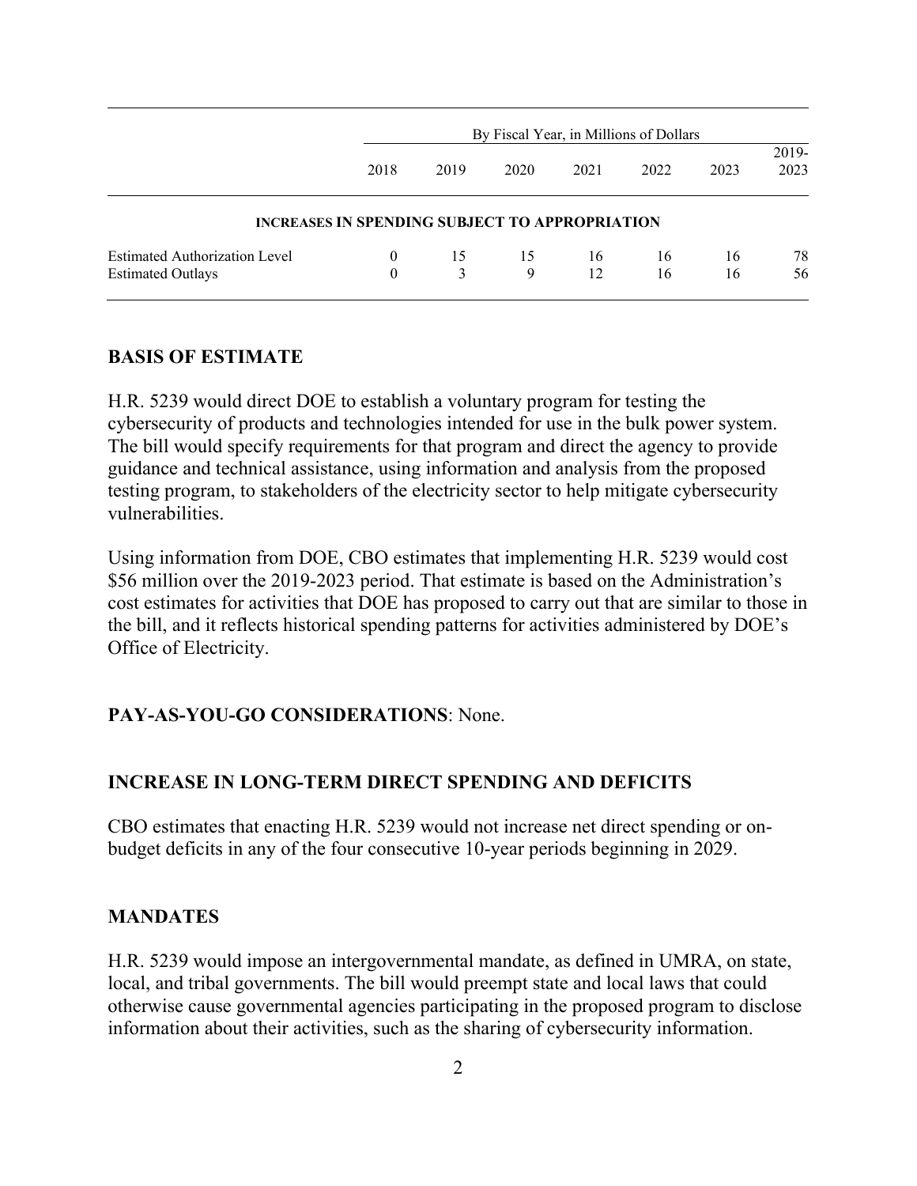| | By Fiscal Year, in Millions of Dollars | | | | | | |
|---|---|---|---|---|---|---|---|
| | 2018 | 2019 | 2020 | 2021 | 2022 | 2023 | 2019-2023 |
| **INCREASES IN SPENDING SUBJECT TO APPROPRIATION** | | | | | | | |
| Estimated Authorization Level | 0 | 15 | 15 | 16 | 16 | 16 | 78 |
| Estimated Outlays | 0 | 3 | 9 | 12 | 16 | 16 | 56 |

## BASIS OF ESTIMATE

H.R. 5239 would direct DOE to establish a voluntary program for testing the cybersecurity of products and technologies intended for use in the bulk power system. The bill would specify requirements for that program and direct the agency to provide guidance and technical assistance, using information and analysis from the proposed testing program, to stakeholders of the electricity sector to help mitigate cybersecurity vulnerabilities.

Using information from DOE, CBO estimates that implementing H.R. 5239 would cost $56 million over the 2019-2023 period. That estimate is based on the Administration's cost estimates for activities that DOE has proposed to carry out that are similar to those in the bill, and it reflects historical spending patterns for activities administered by DOE's Office of Electricity.

**PAY-AS-YOU-GO CONSIDERATIONS**: None.

## INCREASE IN LONG-TERM DIRECT SPENDING AND DEFICITS

CBO estimates that enacting H.R. 5239 would not increase net direct spending or on-budget deficits in any of the four consecutive 10-year periods beginning in 2029.

## MANDATES

H.R. 5239 would impose an intergovernmental mandate, as defined in UMRA, on state, local, and tribal governments. The bill would preempt state and local laws that could otherwise cause governmental agencies participating in the proposed program to disclose information about their activities, such as the sharing of cybersecurity information.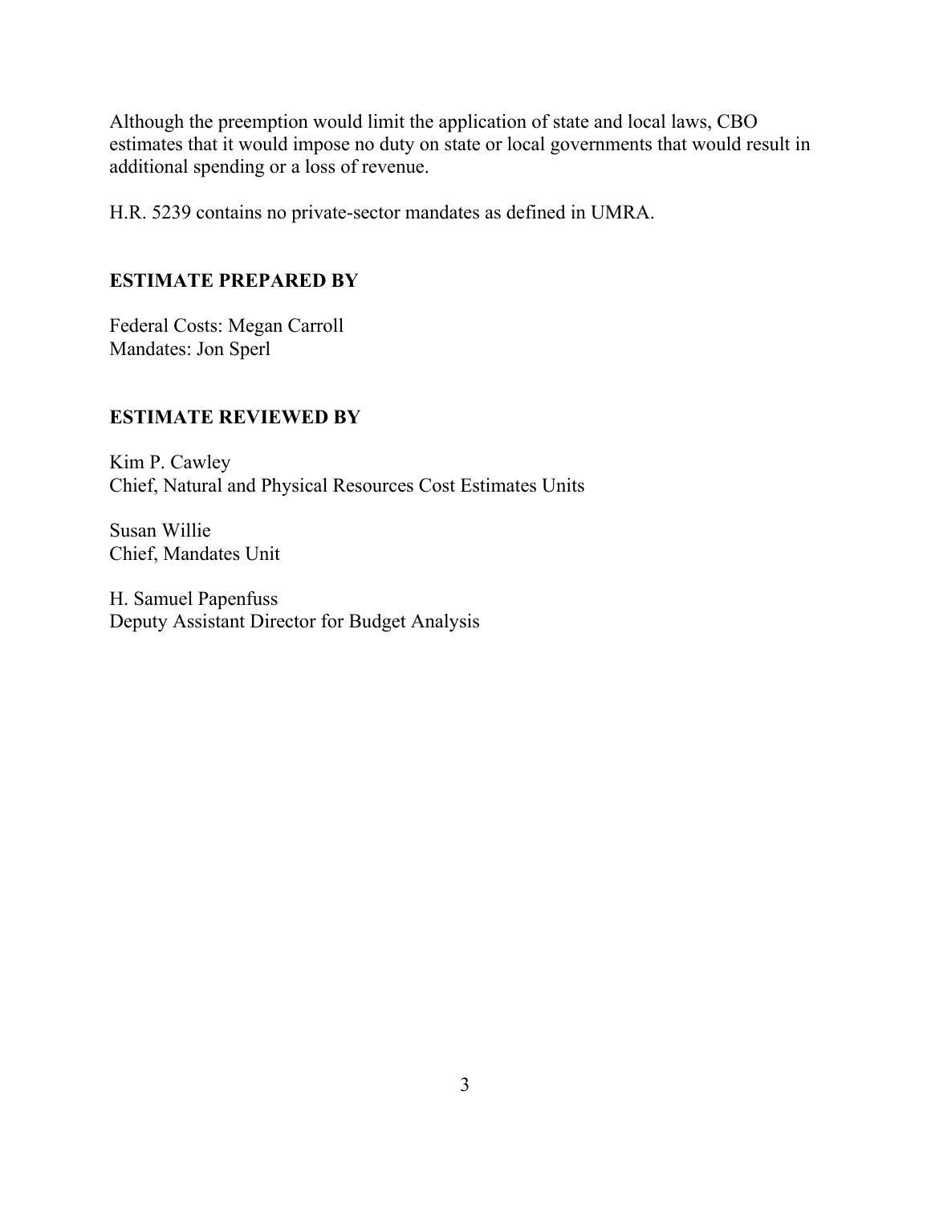Although the preemption would limit the application of state and local laws, CBO estimates that it would impose no duty on state or local governments that would result in additional spending or a loss of revenue.

H.R. 5239 contains no private-sector mandates as defined in UMRA.

## ESTIMATE PREPARED BY

Federal Costs: Megan Carroll
Mandates: Jon Sperl

## ESTIMATE REVIEWED BY

Kim P. Cawley
Chief, Natural and Physical Resources Cost Estimates Units

Susan Willie
Chief, Mandates Unit

H. Samuel Papenfuss
Deputy Assistant Director for Budget Analysis